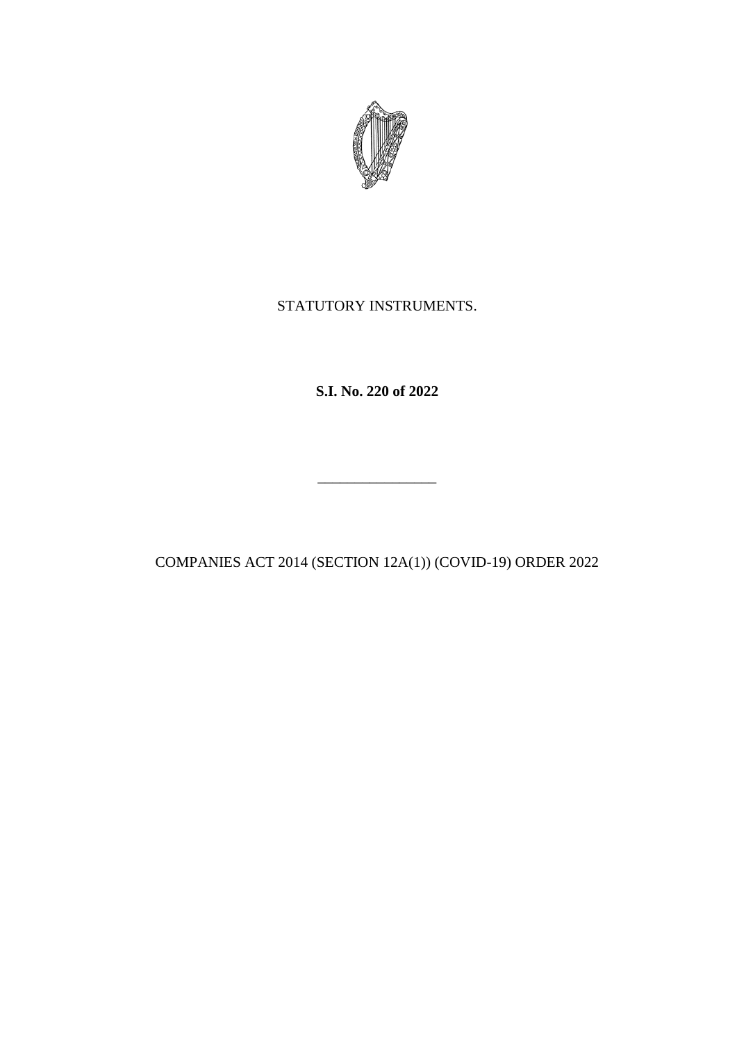STATUTORY INSTRUMENTS.

**S.I. No. 220 of 2022**

---

COMPANIES ACT 2014 (SECTION 12A(1)) (COVID-19) ORDER 2022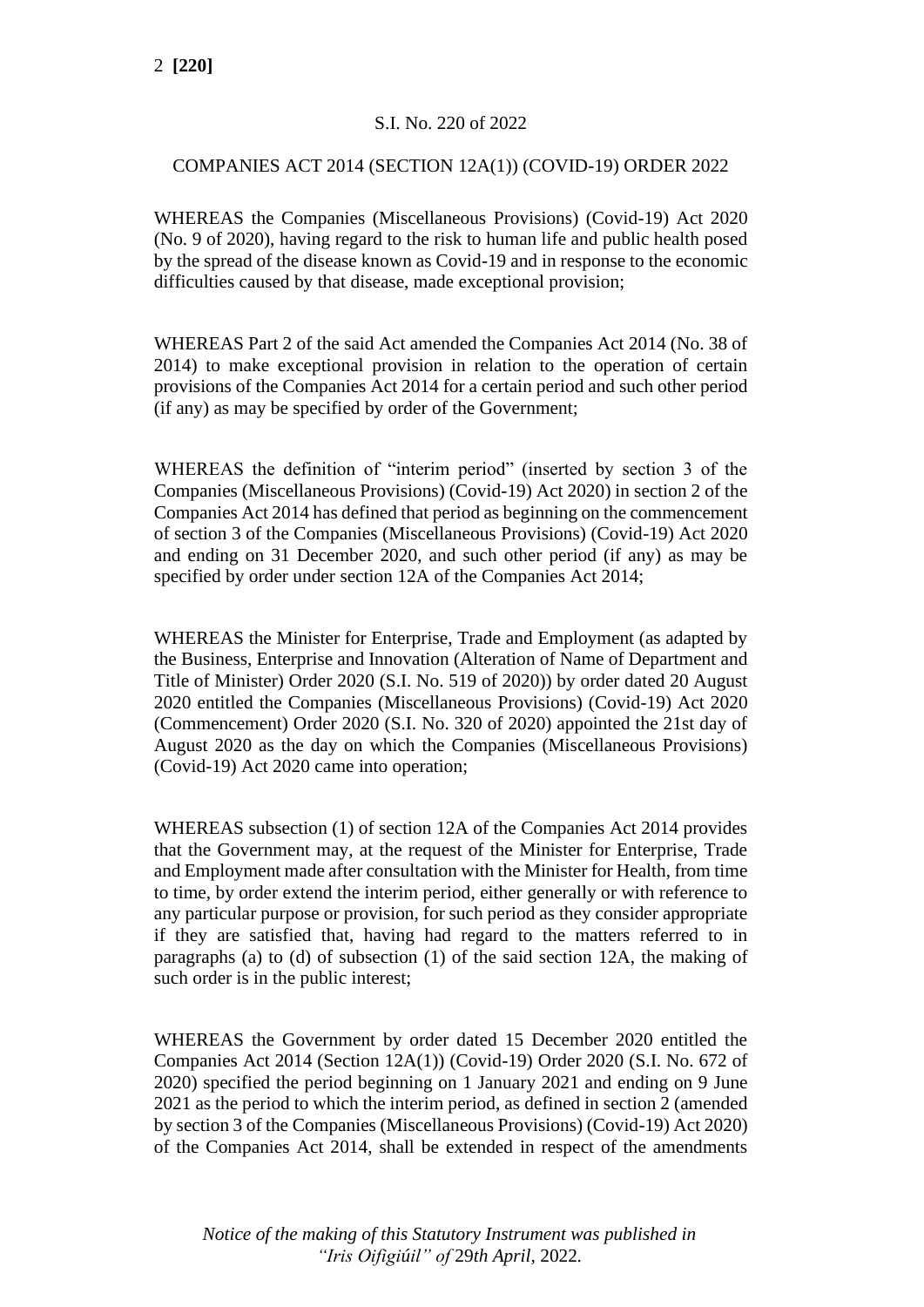S.I. No. 220 of 2022

COMPANIES ACT 2014 (SECTION 12A(1)) (COVID-19) ORDER 2022

WHEREAS the Companies (Miscellaneous Provisions) (Covid-19) Act 2020 (No. 9 of 2020), having regard to the risk to human life and public health posed by the spread of the disease known as Covid-19 and in response to the economic difficulties caused by that disease, made exceptional provision;

WHEREAS Part 2 of the said Act amended the Companies Act 2014 (No. 38 of 2014) to make exceptional provision in relation to the operation of certain provisions of the Companies Act 2014 for a certain period and such other period (if any) as may be specified by order of the Government;

WHEREAS the definition of "interim period" (inserted by section 3 of the Companies (Miscellaneous Provisions) (Covid-19) Act 2020) in section 2 of the Companies Act 2014 has defined that period as beginning on the commencement of section 3 of the Companies (Miscellaneous Provisions) (Covid-19) Act 2020 and ending on 31 December 2020, and such other period (if any) as may be specified by order under section 12A of the Companies Act 2014;

WHEREAS the Minister for Enterprise, Trade and Employment (as adapted by the Business, Enterprise and Innovation (Alteration of Name of Department and Title of Minister) Order 2020 (S.I. No. 519 of 2020)) by order dated 20 August 2020 entitled the Companies (Miscellaneous Provisions) (Covid-19) Act 2020 (Commencement) Order 2020 (S.I. No. 320 of 2020) appointed the 21st day of August 2020 as the day on which the Companies (Miscellaneous Provisions) (Covid-19) Act 2020 came into operation;

WHEREAS subsection (1) of section 12A of the Companies Act 2014 provides that the Government may, at the request of the Minister for Enterprise, Trade and Employment made after consultation with the Minister for Health, from time to time, by order extend the interim period, either generally or with reference to any particular purpose or provision, for such period as they consider appropriate if they are satisfied that, having had regard to the matters referred to in paragraphs (a) to (d) of subsection (1) of the said section 12A, the making of such order is in the public interest;

WHEREAS the Government by order dated 15 December 2020 entitled the Companies Act 2014 (Section 12A(1)) (Covid-19) Order 2020 (S.I. No. 672 of 2020) specified the period beginning on 1 January 2021 and ending on 9 June 2021 as the period to which the interim period, as defined in section 2 (amended by section 3 of the Companies (Miscellaneous Provisions) (Covid-19) Act 2020) of the Companies Act 2014, shall be extended in respect of the amendments

*Notice of the making of this Statutory Instrument was published in "Iris Oifigiúil" of 29th April, 2022.*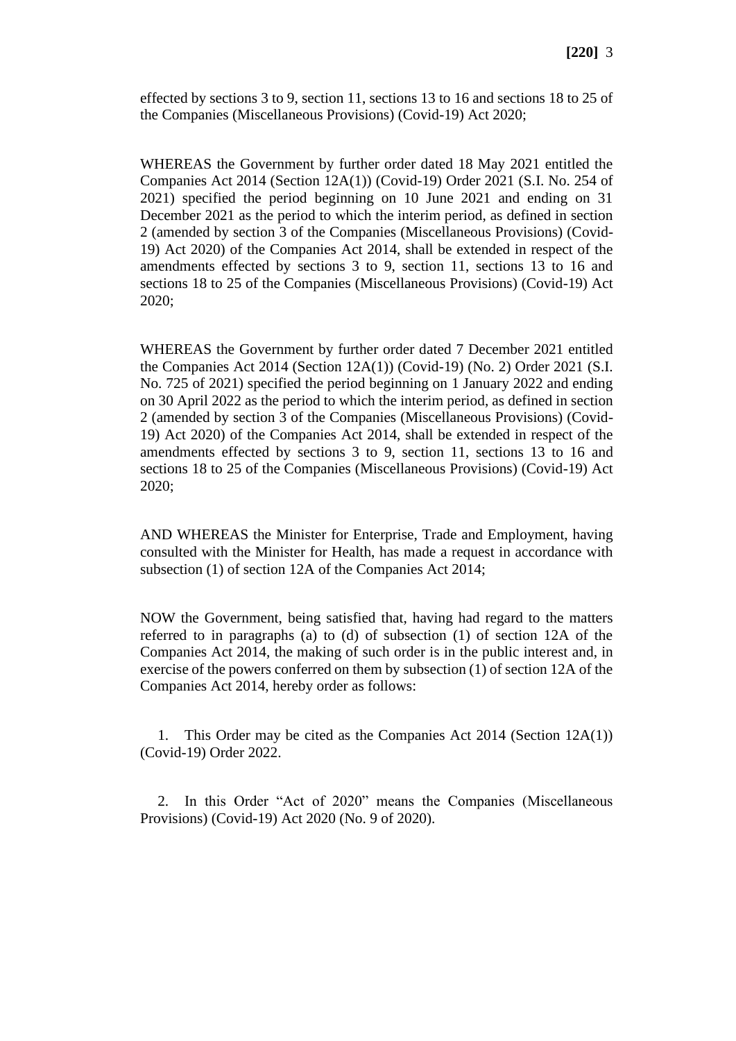effected by sections 3 to 9, section 11, sections 13 to 16 and sections 18 to 25 of the Companies (Miscellaneous Provisions) (Covid-19) Act 2020;

WHEREAS the Government by further order dated 18 May 2021 entitled the Companies Act 2014 (Section 12A(1)) (Covid-19) Order 2021 (S.I. No. 254 of 2021) specified the period beginning on 10 June 2021 and ending on 31 December 2021 as the period to which the interim period, as defined in section 2 (amended by section 3 of the Companies (Miscellaneous Provisions) (Covid-19) Act 2020) of the Companies Act 2014, shall be extended in respect of the amendments effected by sections 3 to 9, section 11, sections 13 to 16 and sections 18 to 25 of the Companies (Miscellaneous Provisions) (Covid-19) Act 2020;

WHEREAS the Government by further order dated 7 December 2021 entitled the Companies Act 2014 (Section 12A(1)) (Covid-19) (No. 2) Order 2021 (S.I. No. 725 of 2021) specified the period beginning on 1 January 2022 and ending on 30 April 2022 as the period to which the interim period, as defined in section 2 (amended by section 3 of the Companies (Miscellaneous Provisions) (Covid-19) Act 2020) of the Companies Act 2014, shall be extended in respect of the amendments effected by sections 3 to 9, section 11, sections 13 to 16 and sections 18 to 25 of the Companies (Miscellaneous Provisions) (Covid-19) Act 2020;

AND WHEREAS the Minister for Enterprise, Trade and Employment, having consulted with the Minister for Health, has made a request in accordance with subsection (1) of section 12A of the Companies Act 2014;

NOW the Government, being satisfied that, having had regard to the matters referred to in paragraphs (a) to (d) of subsection (1) of section 12A of the Companies Act 2014, the making of such order is in the public interest and, in exercise of the powers conferred on them by subsection (1) of section 12A of the Companies Act 2014, hereby order as follows:

1. This Order may be cited as the Companies Act 2014 (Section 12A(1)) (Covid-19) Order 2022.

2. In this Order "Act of 2020" means the Companies (Miscellaneous Provisions) (Covid-19) Act 2020 (No. 9 of 2020).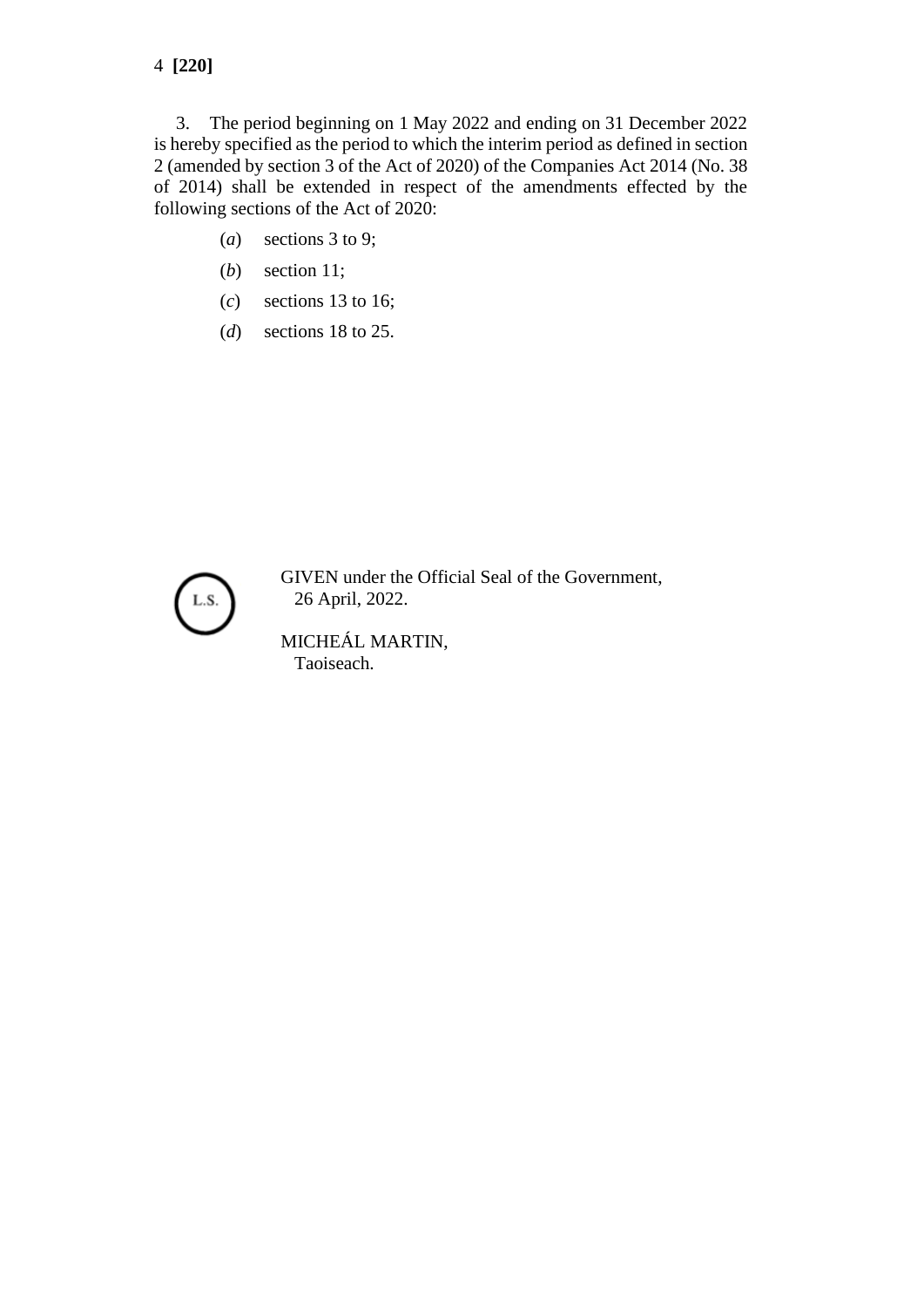3. The period beginning on 1 May 2022 and ending on 31 December 2022 is hereby specified as the period to which the interim period as defined in section 2 (amended by section 3 of the Act of 2020) of the Companies Act 2014 (No. 38 of 2014) shall be extended in respect of the amendments effected by the following sections of the Act of 2020:

(*a*) sections 3 to 9;

(*b*) section 11;

(*c*) sections 13 to 16;

(*d*) sections 18 to 25.

L.S.

GIVEN under the Official Seal of the Government,
26 April, 2022.

MICHEÁL MARTIN,
Taoiseach.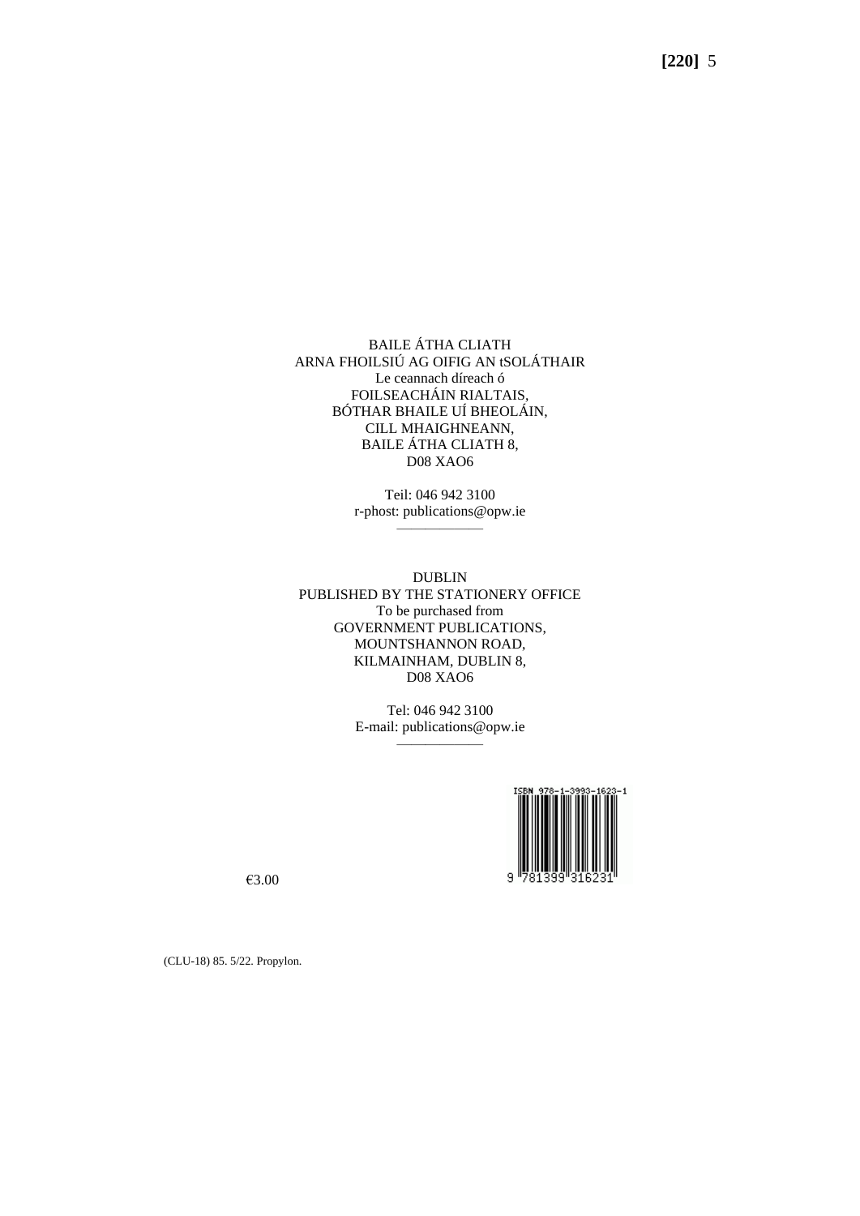BAILE ÁTHA CLIATH
ARNA FHOILSIÚ AG OIFIG AN tSOLÁTHAIR
Le ceannach díreach ó
FOILSEACHÁIN RIALTAIS,
BÓTHAR BHAILE UÍ BHEOLÁIN,
CILL MHAIGHNEANN,
BAILE ÁTHA CLIATH 8,
D08 XAO6

Teil: 046 942 3100
r-phost: publications@opw.ie

---

DUBLIN
PUBLISHED BY THE STATIONERY OFFICE
To be purchased from
GOVERNMENT PUBLICATIONS,
MOUNTSHANNON ROAD,
KILMAINHAM, DUBLIN 8,
D08 XAO6

Tel: 046 942 3100
E-mail: publications@opw.ie

---

ISBN 978-1-3993-1623-1

9 781399 316231

€3.00

(CLU-18) 85. 5/22. Propylon.